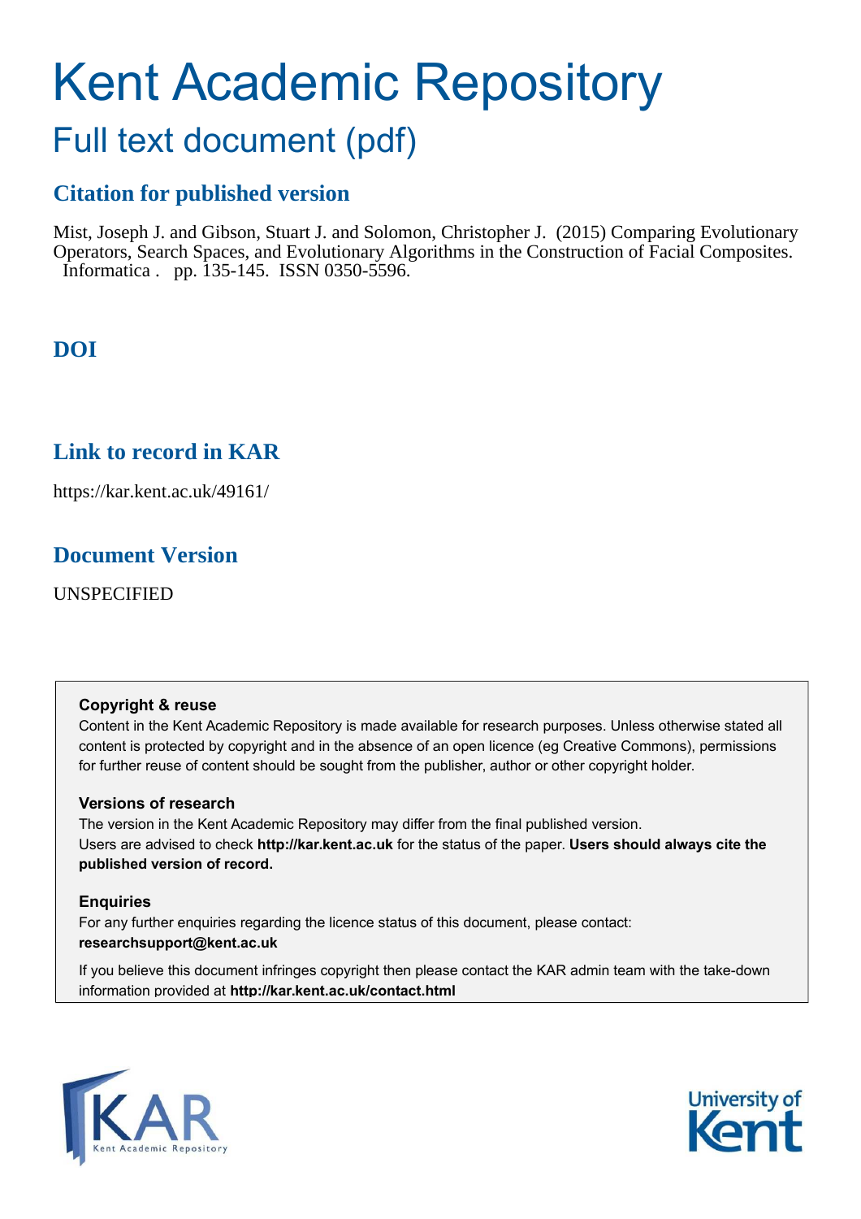# Kent Academic Repository

## Full text document (pdf)

### Citation for published version

Mist, Joseph J. and Gibson, Stuart J. and Solomon, Christopher J. (2015) Comparing Evolutionary Operators, Search Spaces, and Evolutionary Algorithms in the Construction of Facial Composites. Informatica . pp. 135-145. ISSN 0350-5596.

### DOI

### Link to record in KAR

https://kar.kent.ac.uk/49161/

### Document Version

UNSPECIFIED

**Copyright & reuse**

Content in the Kent Academic Repository is made available for research purposes. Unless otherwise stated all content is protected by copyright and in the absence of an open licence (eg Creative Commons), permissions for further reuse of content should be sought from the publisher, author or other copyright holder.

**Versions of research**

The version in the Kent Academic Repository may differ from the final published version. Users are advised to check **http://kar.kent.ac.uk** for the status of the paper. **Users should always cite the published version of record.**

**Enquiries**

For any further enquiries regarding the licence status of this document, please contact: **researchsupport@kent.ac.uk**

If you believe this document infringes copyright then please contact the KAR admin team with the take-down information provided at **http://kar.kent.ac.uk/contact.html**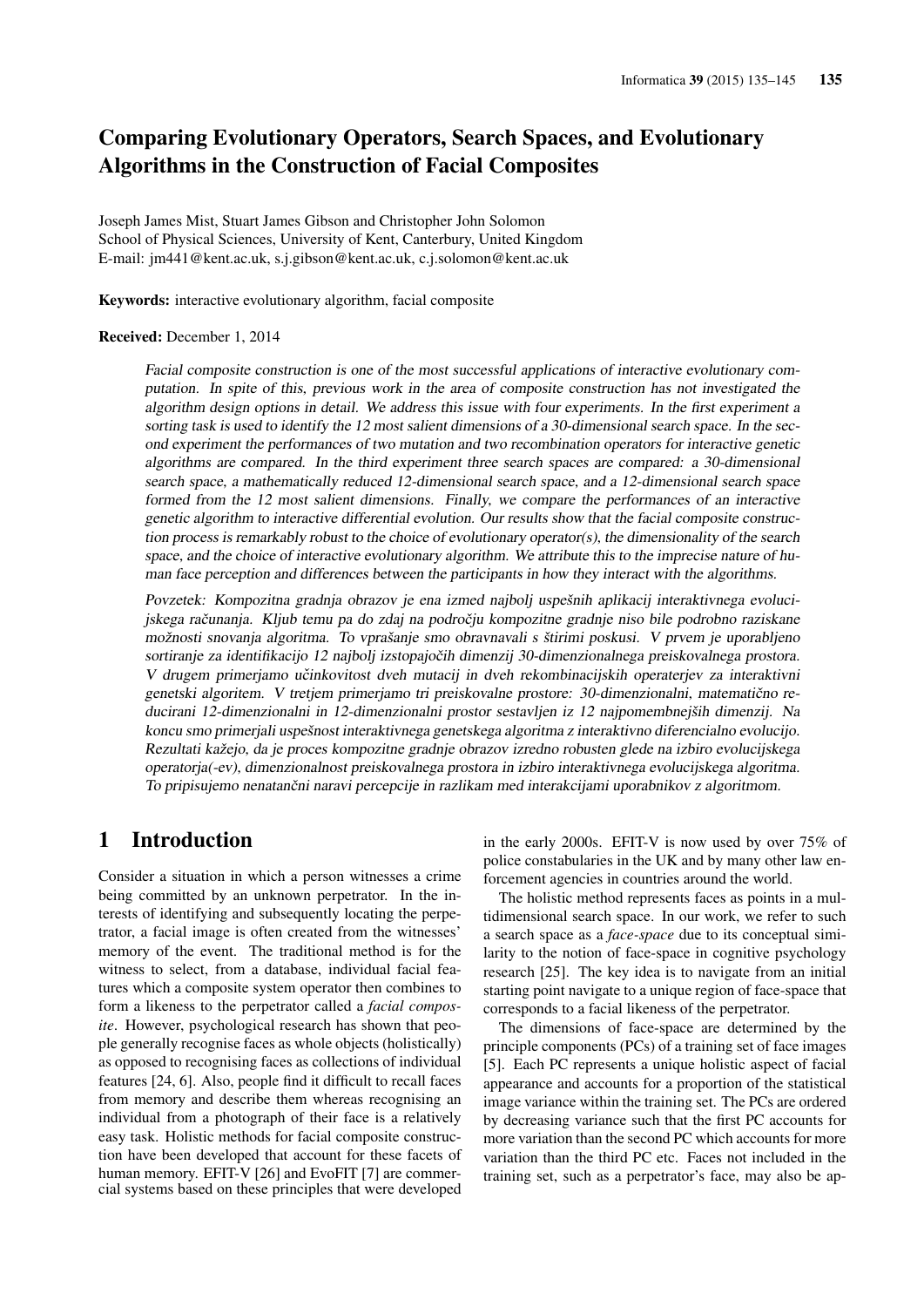# Comparing Evolutionary Operators, Search Spaces, and Evolutionary Algorithms in the Construction of Facial Composites

Joseph James Mist, Stuart James Gibson and Christopher John Solomon
School of Physical Sciences, University of Kent, Canterbury, United Kingdom
E-mail: jm441@kent.ac.uk, s.j.gibson@kent.ac.uk, c.j.solomon@kent.ac.uk

**Keywords:** interactive evolutionary algorithm, facial composite

**Received:** December 1, 2014

*Facial composite construction is one of the most successful applications of interactive evolutionary computation. In spite of this, previous work in the area of composite construction has not investigated the algorithm design options in detail. We address this issue with four experiments. In the first experiment a sorting task is used to identify the 12 most salient dimensions of a 30-dimensional search space. In the second experiment the performances of two mutation and two recombination operators for interactive genetic algorithms are compared. In the third experiment three search spaces are compared: a 30-dimensional search space, a mathematically reduced 12-dimensional search space, and a 12-dimensional search space formed from the 12 most salient dimensions. Finally, we compare the performances of an interactive genetic algorithm to interactive differential evolution. Our results show that the facial composite construction process is remarkably robust to the choice of evolutionary operator(s), the dimensionality of the search space, and the choice of interactive evolutionary algorithm. We attribute this to the imprecise nature of human face perception and differences between the participants in how they interact with the algorithms.*

*Povzetek: Kompozitna gradnja obrazov je ena izmed najbolj uspešnih aplikacij interaktivnega evolucijskega računanja. Kljub temu pa do zdaj na področju kompozitne gradnje niso bile podrobno raziskane možnosti snovanja algoritma. To vprašanje smo obravnavali s štirimi poskusi. V prvem je uporabljeno sortiranje za identifikacijo 12 najbolj izstopajočih dimenzij 30-dimenzionalnega preiskovalnega prostora. V drugem primerjamo učinkovitost dveh mutacij in dveh rekombinacijskih operaterjev za interaktivni genetski algoritem. V tretjem primerjamo tri preiskovalne prostore: 30-dimenzionalni, matematično reducirani 12-dimenzionalni in 12-dimenzionalni prostor sestavljen iz 12 najpomembnejših dimenzij. Na koncu smo primerjali uspešnost interaktivnega genetskega algoritma z interaktivno diferencialno evolucijo. Rezultati kažejo, da je proces kompozitne gradnje obrazov izredno robusten glede na izbiro evolucijskega operatorja(-ev), dimenzionalnost preiskovalnega prostora in izbiro interaktivnega evolucijskega algoritma. To pripisujemo nenatančni naravi percepcije in razlikam med interakcijami uporabnikov z algoritmom.*

## 1 Introduction

Consider a situation in which a person witnesses a crime being committed by an unknown perpetrator. In the interests of identifying and subsequently locating the perpetrator, a facial image is often created from the witnesses' memory of the event. The traditional method is for the witness to select, from a database, individual facial features which a composite system operator then combines to form a likeness to the perpetrator called a *facial composite*. However, psychological research has shown that people generally recognise faces as whole objects (holistically) as opposed to recognising faces as collections of individual features [24, 6]. Also, people find it difficult to recall faces from memory and describe them whereas recognising an individual from a photograph of their face is a relatively easy task. Holistic methods for facial composite construction have been developed that account for these facets of human memory. EFIT-V [26] and EvoFIT [7] are commercial systems based on these principles that were developed in the early 2000s. EFIT-V is now used by over 75% of police constabularies in the UK and by many other law enforcement agencies in countries around the world.

The holistic method represents faces as points in a multidimensional search space. In our work, we refer to such a search space as a *face-space* due to its conceptual similarity to the notion of face-space in cognitive psychology research [25]. The key idea is to navigate from an initial starting point navigate to a unique region of face-space that corresponds to a facial likeness of the perpetrator.

The dimensions of face-space are determined by the principle components (PCs) of a training set of face images [5]. Each PC represents a unique holistic aspect of facial appearance and accounts for a proportion of the statistical image variance within the training set. The PCs are ordered by decreasing variance such that the first PC accounts for more variation than the second PC which accounts for more variation than the third PC etc. Faces not included in the training set, such as a perpetrator's face, may also be ap-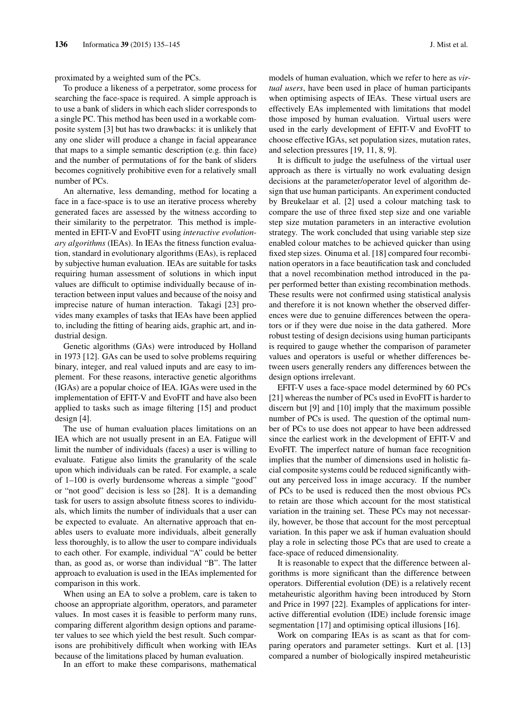proximated by a weighted sum of the PCs.

To produce a likeness of a perpetrator, some process for searching the face-space is required. A simple approach is to use a bank of sliders in which each slider corresponds to a single PC. This method has been used in a workable composite system [3] but has two drawbacks: it is unlikely that any one slider will produce a change in facial appearance that maps to a simple semantic description (e.g. thin face) and the number of permutations of for the bank of sliders becomes cognitively prohibitive even for a relatively small number of PCs.

An alternative, less demanding, method for locating a face in a face-space is to use an iterative process whereby generated faces are assessed by the witness according to their similarity to the perpetrator. This method is implemented in EFIT-V and EvoFIT using *interactive evolutionary algorithms* (IEAs). In IEAs the fitness function evaluation, standard in evolutionary algorithms (EAs), is replaced by subjective human evaluation. IEAs are suitable for tasks requiring human assessment of solutions in which input values are difficult to optimise individually because of interaction between input values and because of the noisy and imprecise nature of human interaction. Takagi [23] provides many examples of tasks that IEAs have been applied to, including the fitting of hearing aids, graphic art, and industrial design.

Genetic algorithms (GAs) were introduced by Holland in 1973 [12]. GAs can be used to solve problems requiring binary, integer, and real valued inputs and are easy to implement. For these reasons, interactive genetic algorithms (IGAs) are a popular choice of IEA. IGAs were used in the implementation of EFIT-V and EvoFIT and have also been applied to tasks such as image filtering [15] and product design [4].

The use of human evaluation places limitations on an IEA which are not usually present in an EA. Fatigue will limit the number of individuals (faces) a user is willing to evaluate. Fatigue also limits the granularity of the scale upon which individuals can be rated. For example, a scale of 1–100 is overly burdensome whereas a simple "good" or "not good" decision is less so [28]. It is a demanding task for users to assign absolute fitness scores to individuals, which limits the number of individuals that a user can be expected to evaluate. An alternative approach that enables users to evaluate more individuals, albeit generally less thoroughly, is to allow the user to compare individuals to each other. For example, individual "A" could be better than, as good as, or worse than individual "B". The latter approach to evaluation is used in the IEAs implemented for comparison in this work.

When using an EA to solve a problem, care is taken to choose an appropriate algorithm, operators, and parameter values. In most cases it is feasible to perform many runs, comparing different algorithm design options and parameter values to see which yield the best result. Such comparisons are prohibitively difficult when working with IEAs because of the limitations placed by human evaluation.

In an effort to make these comparisons, mathematical models of human evaluation, which we refer to here as *virtual users*, have been used in place of human participants when optimising aspects of IEAs. These virtual users are effectively EAs implemented with limitations that model those imposed by human evaluation. Virtual users were used in the early development of EFIT-V and EvoFIT to choose effective IGAs, set population sizes, mutation rates, and selection pressures [19, 11, 8, 9].

It is difficult to judge the usefulness of the virtual user approach as there is virtually no work evaluating design decisions at the parameter/operator level of algorithm design that use human participants. An experiment conducted by Breukelaar et al. [2] used a colour matching task to compare the use of three fixed step size and one variable step size mutation parameters in an interactive evolution strategy. The work concluded that using variable step size enabled colour matches to be achieved quicker than using fixed step sizes. Oinuma et al. [18] compared four recombination operators in a face beautification task and concluded that a novel recombination method introduced in the paper performed better than existing recombination methods. These results were not confirmed using statistical analysis and therefore it is not known whether the observed differences were due to genuine differences between the operators or if they were due noise in the data gathered. More robust testing of design decisions using human participants is required to gauge whether the comparison of parameter values and operators is useful or whether differences between users generally renders any differences between the design options irrelevant.

EFIT-V uses a face-space model determined by 60 PCs [21] whereas the number of PCs used in EvoFIT is harder to discern but [9] and [10] imply that the maximum possible number of PCs is used. The question of the optimal number of PCs to use does not appear to have been addressed since the earliest work in the development of EFIT-V and EvoFIT. The imperfect nature of human face recognition implies that the number of dimensions used in holistic facial composite systems could be reduced significantly without any perceived loss in image accuracy. If the number of PCs to be used is reduced then the most obvious PCs to retain are those which account for the most statistical variation in the training set. These PCs may not necessarily, however, be those that account for the most perceptual variation. In this paper we ask if human evaluation should play a role in selecting those PCs that are used to create a face-space of reduced dimensionality.

It is reasonable to expect that the difference between algorithms is more significant than the difference between operators. Differential evolution (DE) is a relatively recent metaheuristic algorithm having been introduced by Storn and Price in 1997 [22]. Examples of applications for interactive differential evolution (IDE) include forensic image segmentation [17] and optimising optical illusions [16].

Work on comparing IEAs is as scant as that for comparing operators and parameter settings. Kurt et al. [13] compared a number of biologically inspired metaheuristic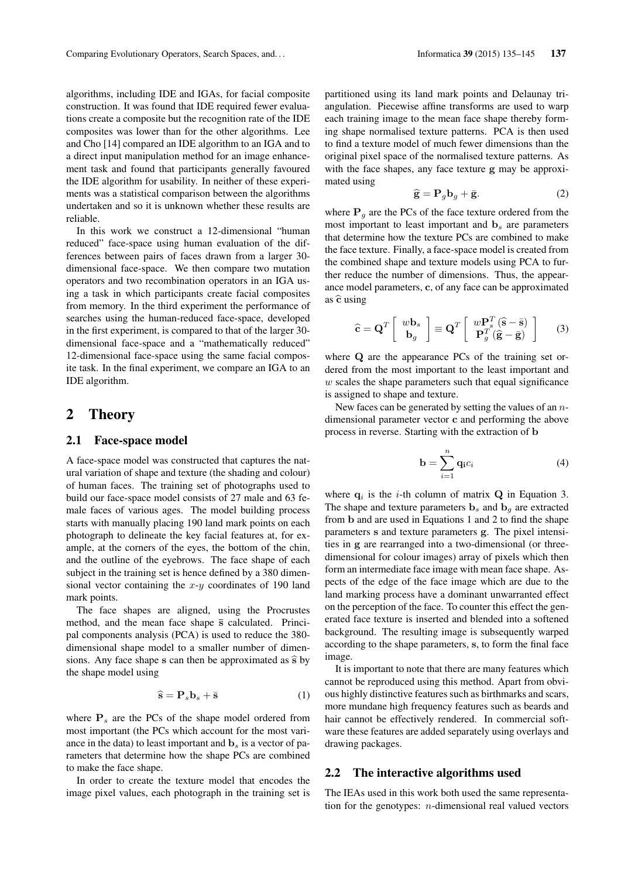algorithms, including IDE and IGAs, for facial composite construction. It was found that IDE required fewer evaluations create a composite but the recognition rate of the IDE composites was lower than for the other algorithms. Lee and Cho [14] compared an IDE algorithm to an IGA and to a direct input manipulation method for an image enhancement task and found that participants generally favoured the IDE algorithm for usability. In neither of these experiments was a statistical comparison between the algorithms undertaken and so it is unknown whether these results are reliable.

In this work we construct a 12-dimensional "human reduced" face-space using human evaluation of the differences between pairs of faces drawn from a larger 30-dimensional face-space. We then compare two mutation operators and two recombination operators in an IGA using a task in which participants create facial composites from memory. In the third experiment the performance of searches using the human-reduced face-space, developed in the first experiment, is compared to that of the larger 30-dimensional face-space and a "mathematically reduced" 12-dimensional face-space using the same facial composite task. In the final experiment, we compare an IGA to an IDE algorithm.

## 2 Theory

### 2.1 Face-space model

A face-space model was constructed that captures the natural variation of shape and texture (the shading and colour) of human faces. The training set of photographs used to build our face-space model consists of 27 male and 63 female faces of various ages. The model building process starts with manually placing 190 land mark points on each photograph to delineate the key facial features at, for example, at the corners of the eyes, the bottom of the chin, and the outline of the eyebrows. The face shape of each subject in the training set is hence defined by a 380 dimensional vector containing the $x$-$y$ coordinates of 190 land mark points.

The face shapes are aligned, using the Procrustes method, and the mean face shape $\bar{\mathbf{s}}$ calculated. Principal components analysis (PCA) is used to reduce the 380-dimensional shape model to a smaller number of dimensions. Any face shape $\mathbf{s}$ can then be approximated as $\widehat{\mathbf{s}}$ by the shape model using

$$\widehat{\mathbf{s}} = \mathbf{P}_s \mathbf{b}_s + \bar{\mathbf{s}} \tag{1}$$

where $\mathbf{P}_s$ are the PCs of the shape model ordered from most important (the PCs which account for the most variance in the data) to least important and $\mathbf{b}_s$ is a vector of parameters that determine how the shape PCs are combined to make the face shape.

In order to create the texture model that encodes the image pixel values, each photograph in the training set is partitioned using its land mark points and Delaunay triangulation. Piecewise affine transforms are used to warp each training image to the mean face shape thereby forming shape normalised texture patterns. PCA is then used to find a texture model of much fewer dimensions than the original pixel space of the normalised texture patterns. As with the face shapes, any face texture $\mathbf{g}$ may be approximated using

$$\widehat{\mathbf{g}} = \mathbf{P}_g \mathbf{b}_g + \bar{\mathbf{g}}. \tag{2}$$

where $\mathbf{P}_g$ are the PCs of the face texture ordered from the most important to least important and $\mathbf{b}_s$ are parameters that determine how the texture PCs are combined to make the face texture. Finally, a face-space model is created from the combined shape and texture models using PCA to further reduce the number of dimensions. Thus, the appearance model parameters, $\mathbf{c}$, of any face can be approximated as $\widehat{\mathbf{c}}$ using

$$\widehat{\mathbf{c}} = \mathbf{Q}^T \begin{bmatrix} w\mathbf{b}_s \\ \mathbf{b}_g \end{bmatrix} \equiv \mathbf{Q}^T \begin{bmatrix} w\mathbf{P}_s^T(\widehat{\mathbf{s}} - \bar{\mathbf{s}}) \\ \mathbf{P}_g^T(\widehat{\mathbf{g}} - \bar{\mathbf{g}}) \end{bmatrix} \tag{3}$$

where $\mathbf{Q}$ are the appearance PCs of the training set ordered from the most important to the least important and $w$ scales the shape parameters such that equal significance is assigned to shape and texture.

New faces can be generated by setting the values of an $n$-dimensional parameter vector $\mathbf{c}$ and performing the above process in reverse. Starting with the extraction of $\mathbf{b}$

$$\mathbf{b} = \sum_{i=1}^{n} \mathbf{q_i} c_i \tag{4}$$

where $\mathbf{q}_i$ is the $i$-th column of matrix $\mathbf{Q}$ in Equation 3. The shape and texture parameters $\mathbf{b}_s$ and $\mathbf{b}_g$ are extracted from $\mathbf{b}$ and are used in Equations 1 and 2 to find the shape parameters $\mathbf{s}$ and texture parameters $\mathbf{g}$. The pixel intensities in $\mathbf{g}$ are rearranged into a two-dimensional (or three-dimensional for colour images) array of pixels which then form an intermediate face image with mean face shape. Aspects of the edge of the face image which are due to the land marking process have a dominant unwarranted effect on the perception of the face. To counter this effect the generated face texture is inserted and blended into a softened background. The resulting image is subsequently warped according to the shape parameters, $\mathbf{s}$, to form the final face image.

It is important to note that there are many features which cannot be reproduced using this method. Apart from obvious highly distinctive features such as birthmarks and scars, more mundane high frequency features such as beards and hair cannot be effectively rendered. In commercial software these features are added separately using overlays and drawing packages.

### 2.2 The interactive algorithms used

The IEAs used in this work both used the same representation for the genotypes: $n$-dimensional real valued vectors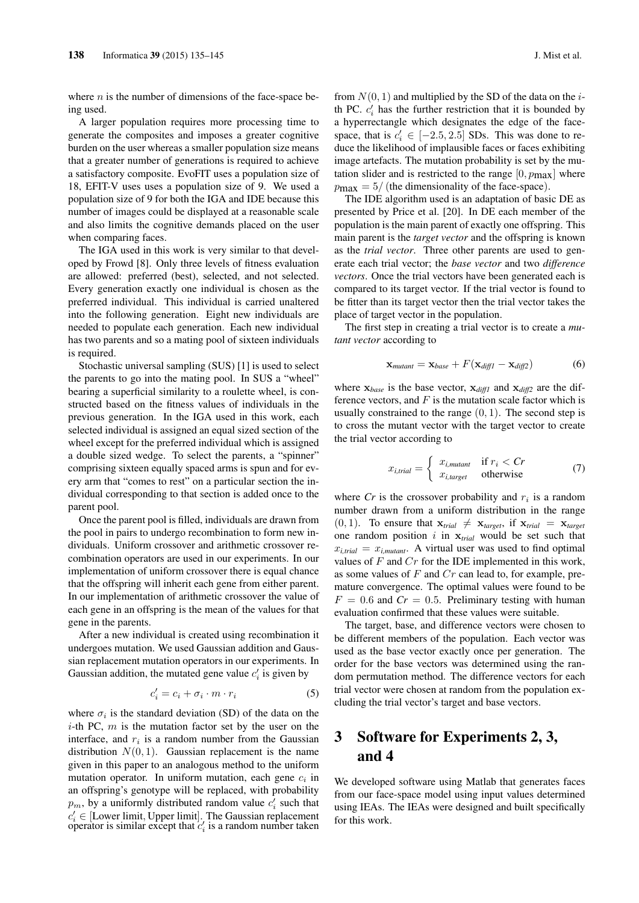where $n$ is the number of dimensions of the face-space being used.

A larger population requires more processing time to generate the composites and imposes a greater cognitive burden on the user whereas a smaller population size means that a greater number of generations is required to achieve a satisfactory composite. EvoFIT uses a population size of 18, EFIT-V uses uses a population size of 9. We used a population size of 9 for both the IGA and IDE because this number of images could be displayed at a reasonable scale and also limits the cognitive demands placed on the user when comparing faces.

The IGA used in this work is very similar to that developed by Frowd [8]. Only three levels of fitness evaluation are allowed: preferred (best), selected, and not selected. Every generation exactly one individual is chosen as the preferred individual. This individual is carried unaltered into the following generation. Eight new individuals are needed to populate each generation. Each new individual has two parents and so a mating pool of sixteen individuals is required.

Stochastic universal sampling (SUS) [1] is used to select the parents to go into the mating pool. In SUS a "wheel" bearing a superficial similarity to a roulette wheel, is constructed based on the fitness values of individuals in the previous generation. In the IGA used in this work, each selected individual is assigned an equal sized section of the wheel except for the preferred individual which is assigned a double sized wedge. To select the parents, a "spinner" comprising sixteen equally spaced arms is spun and for every arm that "comes to rest" on a particular section the individual corresponding to that section is added once to the parent pool.

Once the parent pool is filled, individuals are drawn from the pool in pairs to undergo recombination to form new individuals. Uniform crossover and arithmetic crossover recombination operators are used in our experiments. In our implementation of uniform crossover there is equal chance that the offspring will inherit each gene from either parent. In our implementation of arithmetic crossover the value of each gene in an offspring is the mean of the values for that gene in the parents.

After a new individual is created using recombination it undergoes mutation. We used Gaussian addition and Gaussian replacement mutation operators in our experiments. In Gaussian addition, the mutated gene value $c'_i$ is given by

$$c'_i = c_i + \sigma_i \cdot m \cdot r_i \tag{5}$$

where $\sigma_i$ is the standard deviation (SD) of the data on the $i$-th PC, $m$ is the mutation factor set by the user on the interface, and $r_i$ is a random number from the Gaussian distribution $N(0, 1)$. Gaussian replacement is the name given in this paper to an analogous method to the uniform mutation operator. In uniform mutation, each gene $c_i$ in an offspring's genotype will be replaced, with probability $p_m$, by a uniformly distributed random value $c'_i$ such that $c'_i \in$ [Lower limit, Upper limit]. The Gaussian replacement operator is similar except that $c'_i$ is a random number taken from $N(0, 1)$ and multiplied by the SD of the data on the $i$-th PC. $c'_i$ has the further restriction that it is bounded by a hyperrectangle which designates the edge of the face-space, that is $c'_i \in [-2.5, 2.5]$ SDs. This was done to reduce the likelihood of implausible faces or faces exhibiting image artefacts. The mutation probability is set by the mutation slider and is restricted to the range $[0, p_{\max}]$ where $p_{\max} = 5/$ (the dimensionality of the face-space).

The IDE algorithm used is an adaptation of basic DE as presented by Price et al. [20]. In DE each member of the population is the main parent of exactly one offspring. This main parent is the *target vector* and the offspring is known as the *trial vector*. Three other parents are used to generate each trial vector; the *base vector* and two *difference vectors*. Once the trial vectors have been generated each is compared to its target vector. If the trial vector is found to be fitter than its target vector then the trial vector takes the place of target vector in the population.

The first step in creating a trial vector is to create a *mutant vector* according to

$$\mathbf{x}_{mutant} = \mathbf{x}_{base} + F(\mathbf{x}_{diff1} - \mathbf{x}_{diff2}) \tag{6}$$

where $\mathbf{x}_{base}$ is the base vector, $\mathbf{x}_{diff1}$ and $\mathbf{x}_{diff2}$ are the difference vectors, and $F$ is the mutation scale factor which is usually constrained to the range $(0, 1)$. The second step is to cross the mutant vector with the target vector to create the trial vector according to

$$x_{i,trial} = \begin{cases} x_{i,mutant} & \text{if } r_i < Cr \\ x_{i,target} & \text{otherwise} \end{cases} \tag{7}$$

where $Cr$ is the crossover probability and $r_i$ is a random number drawn from a uniform distribution in the range $(0, 1)$. To ensure that $\mathbf{x}_{trial} \neq \mathbf{x}_{target}$, if $\mathbf{x}_{trial} = \mathbf{x}_{target}$ one random position $i$ in $\mathbf{x}_{trial}$ would be set such that $x_{i,trial} = x_{i,mutant}$. A virtual user was used to find optimal values of $F$ and $Cr$ for the IDE implemented in this work, as some values of $F$ and $Cr$ can lead to, for example, premature convergence. The optimal values were found to be $F = 0.6$ and $Cr = 0.5$. Preliminary testing with human evaluation confirmed that these values were suitable.

The target, base, and difference vectors were chosen to be different members of the population. Each vector was used as the base vector exactly once per generation. The order for the base vectors was determined using the random permutation method. The difference vectors for each trial vector were chosen at random from the population excluding the trial vector's target and base vectors.

# 3 Software for Experiments 2, 3, and 4

We developed software using Matlab that generates faces from our face-space model using input values determined using IEAs. The IEAs were designed and built specifically for this work.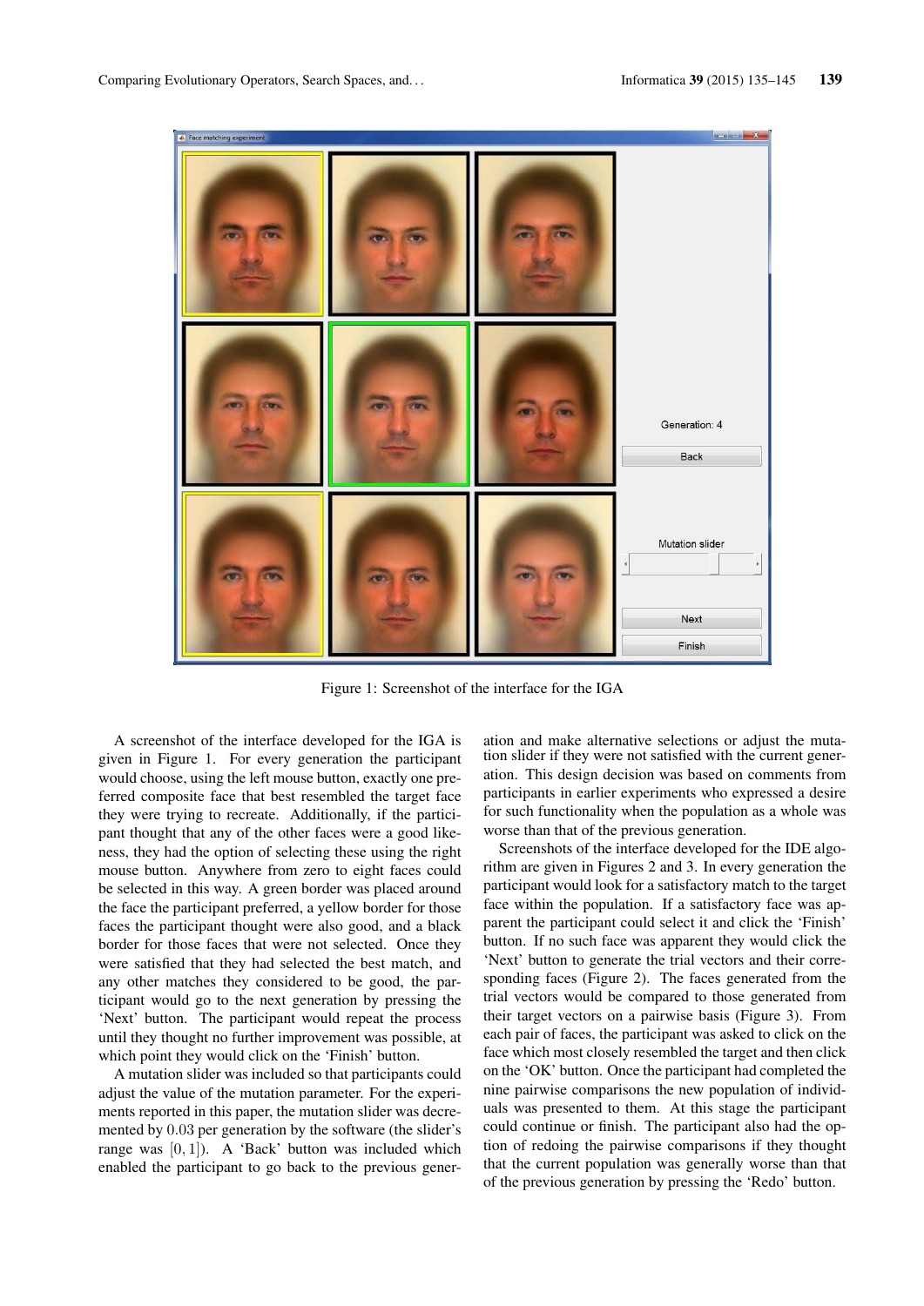Figure 1: Screenshot of the interface for the IGA

A screenshot of the interface developed for the IGA is given in Figure 1. For every generation the participant would choose, using the left mouse button, exactly one preferred composite face that best resembled the target face they were trying to recreate. Additionally, if the participant thought that any of the other faces were a good likeness, they had the option of selecting these using the right mouse button. Anywhere from zero to eight faces could be selected in this way. A green border was placed around the face the participant preferred, a yellow border for those faces the participant thought were also good, and a black border for those faces that were not selected. Once they were satisfied that they had selected the best match, and any other matches they considered to be good, the participant would go to the next generation by pressing the 'Next' button. The participant would repeat the process until they thought no further improvement was possible, at which point they would click on the 'Finish' button.

A mutation slider was included so that participants could adjust the value of the mutation parameter. For the experiments reported in this paper, the mutation slider was decremented by $0.03$ per generation by the software (the slider's range was $[0, 1]$). A 'Back' button was included which enabled the participant to go back to the previous generation and make alternative selections or adjust the mutation slider if they were not satisfied with the current generation. This design decision was based on comments from participants in earlier experiments who expressed a desire for such functionality when the population as a whole was worse than that of the previous generation.

Screenshots of the interface developed for the IDE algorithm are given in Figures 2 and 3. In every generation the participant would look for a satisfactory match to the target face within the population. If a satisfactory face was apparent the participant could select it and click the 'Finish' button. If no such face was apparent they would click the 'Next' button to generate the trial vectors and their corresponding faces (Figure 2). The faces generated from the trial vectors would be compared to those generated from their target vectors on a pairwise basis (Figure 3). From each pair of faces, the participant was asked to click on the face which most closely resembled the target and then click on the 'OK' button. Once the participant had completed the nine pairwise comparisons the new population of individuals was presented to them. At this stage the participant could continue or finish. The participant also had the option of redoing the pairwise comparisons if they thought that the current population was generally worse than that of the previous generation by pressing the 'Redo' button.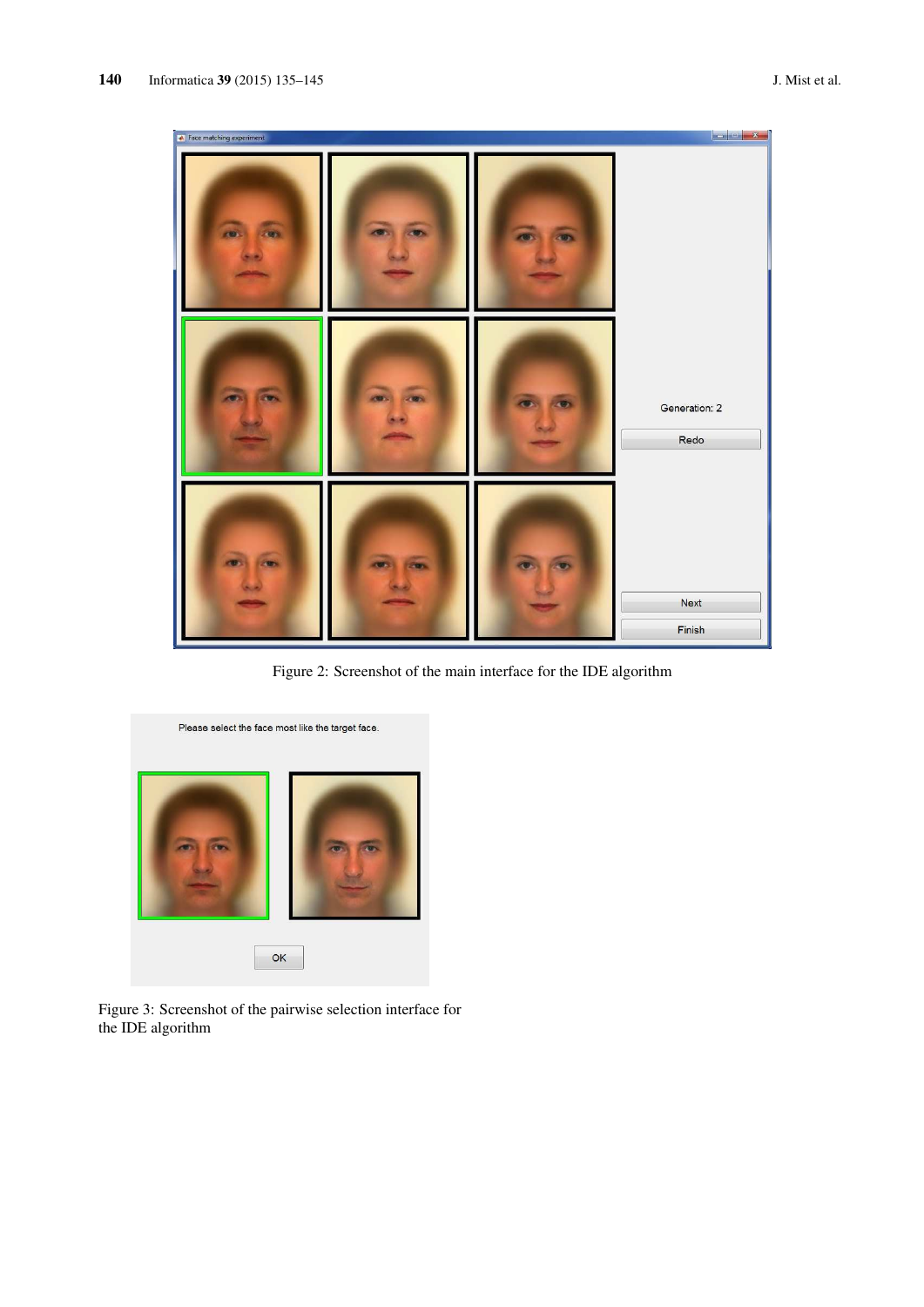Figure 2: Screenshot of the main interface for the IDE algorithm

Figure 3: Screenshot of the pairwise selection interface for the IDE algorithm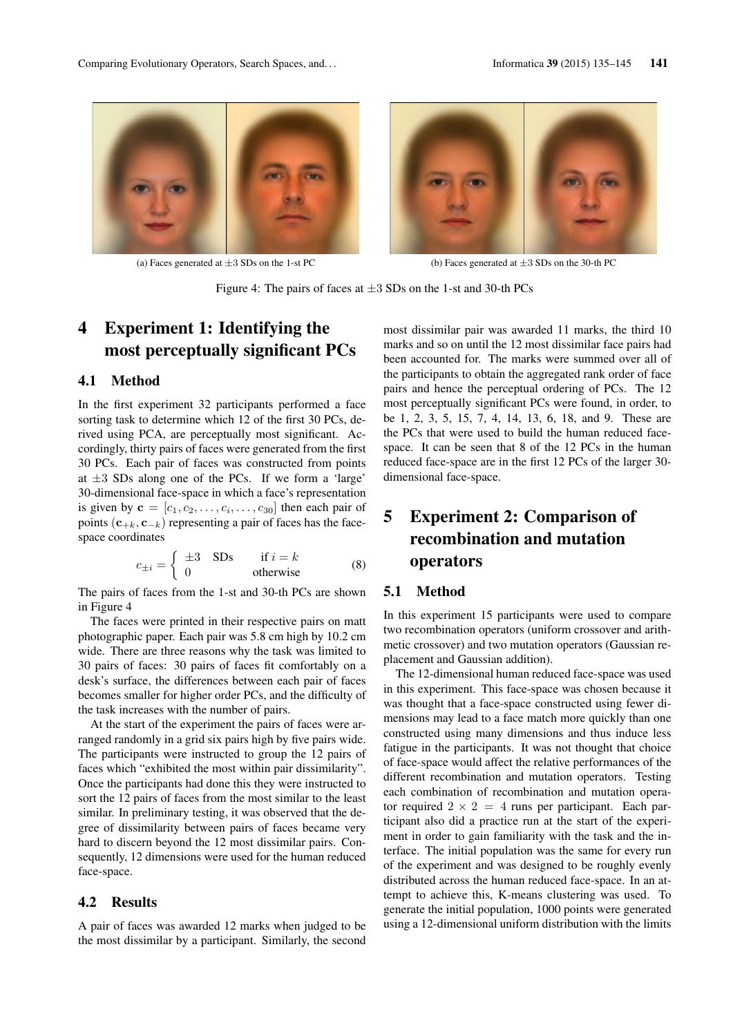(a) Faces generated at $\pm 3$ SDs on the 1-st PC

(b) Faces generated at $\pm 3$ SDs on the 30-th PC

Figure 4: The pairs of faces at $\pm 3$ SDs on the 1-st and 30-th PCs

# 4 Experiment 1: Identifying the most perceptually significant PCs

## 4.1 Method

In the first experiment 32 participants performed a face sorting task to determine which 12 of the first 30 PCs, derived using PCA, are perceptually most significant. Accordingly, thirty pairs of faces were generated from the first 30 PCs. Each pair of faces was constructed from points at $\pm 3$ SDs along one of the PCs. If we form a 'large' 30-dimensional face-space in which a face's representation is given by $\mathbf{c} = [c_1, c_2, \ldots, c_i, \ldots, c_{30}]$ then each pair of points $(\mathbf{c}_{+k}, \mathbf{c}_{-k})$ representing a pair of faces has the face-space coordinates

$$c_{\pm i} = \begin{cases} \pm 3 \quad \text{SDs} & \text{if } i = k \\ 0 & \text{otherwise} \end{cases} \tag{8}$$

The pairs of faces from the 1-st and 30-th PCs are shown in Figure 4

The faces were printed in their respective pairs on matt photographic paper. Each pair was 5.8 cm high by 10.2 cm wide. There are three reasons why the task was limited to 30 pairs of faces: 30 pairs of faces fit comfortably on a desk's surface, the differences between each pair of faces becomes smaller for higher order PCs, and the difficulty of the task increases with the number of pairs.

At the start of the experiment the pairs of faces were arranged randomly in a grid six pairs high by five pairs wide. The participants were instructed to group the 12 pairs of faces which "exhibited the most within pair dissimilarity". Once the participants had done this they were instructed to sort the 12 pairs of faces from the most similar to the least similar. In preliminary testing, it was observed that the degree of dissimilarity between pairs of faces became very hard to discern beyond the 12 most dissimilar pairs. Consequently, 12 dimensions were used for the human reduced face-space.

## 4.2 Results

A pair of faces was awarded 12 marks when judged to be the most dissimilar by a participant. Similarly, the second most dissimilar pair was awarded 11 marks, the third 10 marks and so on until the 12 most dissimilar face pairs had been accounted for. The marks were summed over all of the participants to obtain the aggregated rank order of face pairs and hence the perceptual ordering of PCs. The 12 most perceptually significant PCs were found, in order, to be 1, 2, 3, 5, 15, 7, 4, 14, 13, 6, 18, and 9. These are the PCs that were used to build the human reduced face-space. It can be seen that 8 of the 12 PCs in the human reduced face-space are in the first 12 PCs of the larger 30-dimensional face-space.

# 5 Experiment 2: Comparison of recombination and mutation operators

## 5.1 Method

In this experiment 15 participants were used to compare two recombination operators (uniform crossover and arithmetic crossover) and two mutation operators (Gaussian replacement and Gaussian addition).

The 12-dimensional human reduced face-space was used in this experiment. This face-space was chosen because it was thought that a face-space constructed using fewer dimensions may lead to a face match more quickly than one constructed using many dimensions and thus induce less fatigue in the participants. It was not thought that choice of face-space would affect the relative performances of the different recombination and mutation operators. Testing each combination of recombination and mutation operator required $2 \times 2 = 4$ runs per participant. Each participant also did a practice run at the start of the experiment in order to gain familiarity with the task and the interface. The initial population was the same for every run of the experiment and was designed to be roughly evenly distributed across the human reduced face-space. In an attempt to achieve this, K-means clustering was used. To generate the initial population, 1000 points were generated using a 12-dimensional uniform distribution with the limits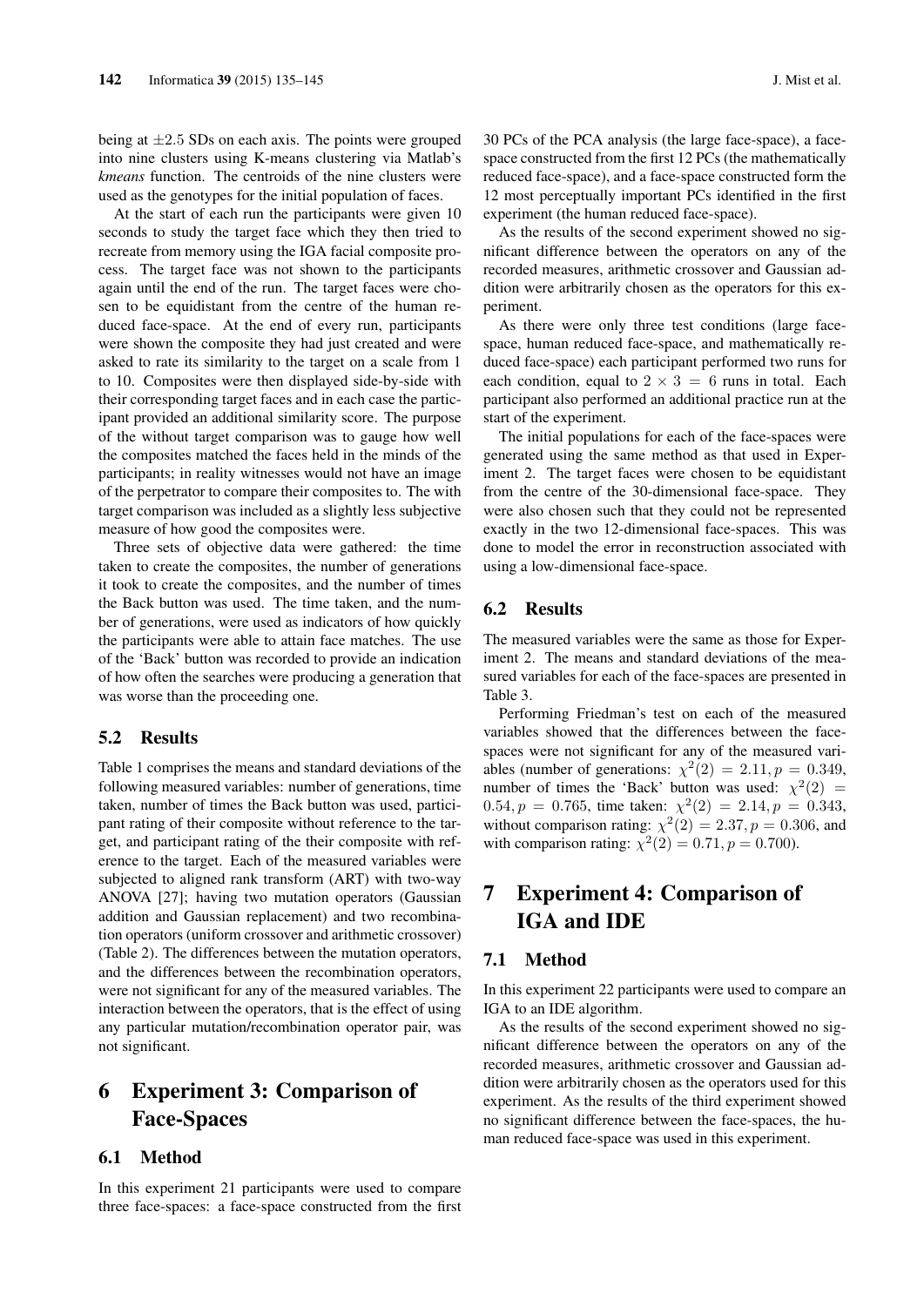being at $\pm 2.5$ SDs on each axis. The points were grouped into nine clusters using K-means clustering via Matlab's *kmeans* function. The centroids of the nine clusters were used as the genotypes for the initial population of faces.

At the start of each run the participants were given 10 seconds to study the target face which they then tried to recreate from memory using the IGA facial composite process. The target face was not shown to the participants again until the end of the run. The target faces were chosen to be equidistant from the centre of the human reduced face-space. At the end of every run, participants were shown the composite they had just created and were asked to rate its similarity to the target on a scale from 1 to 10. Composites were then displayed side-by-side with their corresponding target faces and in each case the participant provided an additional similarity score. The purpose of the without target comparison was to gauge how well the composites matched the faces held in the minds of the participants; in reality witnesses would not have an image of the perpetrator to compare their composites to. The with target comparison was included as a slightly less subjective measure of how good the composites were.

Three sets of objective data were gathered: the time taken to create the composites, the number of generations it took to create the composites, and the number of times the Back button was used. The time taken, and the number of generations, were used as indicators of how quickly the participants were able to attain face matches. The use of the 'Back' button was recorded to provide an indication of how often the searches were producing a generation that was worse than the proceeding one.

### 5.2 Results

Table 1 comprises the means and standard deviations of the following measured variables: number of generations, time taken, number of times the Back button was used, participant rating of their composite without reference to the target, and participant rating of the their composite with reference to the target. Each of the measured variables were subjected to aligned rank transform (ART) with two-way ANOVA [27]; having two mutation operators (Gaussian addition and Gaussian replacement) and two recombination operators (uniform crossover and arithmetic crossover) (Table 2). The differences between the mutation operators, and the differences between the recombination operators, were not significant for any of the measured variables. The interaction between the operators, that is the effect of using any particular mutation/recombination operator pair, was not significant.

## 6 Experiment 3: Comparison of Face-Spaces

### 6.1 Method

In this experiment 21 participants were used to compare three face-spaces: a face-space constructed from the first 30 PCs of the PCA analysis (the large face-space), a face-space constructed from the first 12 PCs (the mathematically reduced face-space), and a face-space constructed form the 12 most perceptually important PCs identified in the first experiment (the human reduced face-space).

As the results of the second experiment showed no significant difference between the operators on any of the recorded measures, arithmetic crossover and Gaussian addition were arbitrarily chosen as the operators for this experiment.

As there were only three test conditions (large face-space, human reduced face-space, and mathematically reduced face-space) each participant performed two runs for each condition, equal to $2 \times 3 = 6$ runs in total. Each participant also performed an additional practice run at the start of the experiment.

The initial populations for each of the face-spaces were generated using the same method as that used in Experiment 2. The target faces were chosen to be equidistant from the centre of the 30-dimensional face-space. They were also chosen such that they could not be represented exactly in the two 12-dimensional face-spaces. This was done to model the error in reconstruction associated with using a low-dimensional face-space.

### 6.2 Results

The measured variables were the same as those for Experiment 2. The means and standard deviations of the measured variables for each of the face-spaces are presented in Table 3.

Performing Friedman's test on each of the measured variables showed that the differences between the face-spaces were not significant for any of the measured variables (number of generations: $\chi^2(2) = 2.11, p = 0.349$, number of times the 'Back' button was used: $\chi^2(2) = 0.54, p = 0.765$, time taken: $\chi^2(2) = 2.14, p = 0.343$, without comparison rating: $\chi^2(2) = 2.37, p = 0.306$, and with comparison rating: $\chi^2(2) = 0.71, p = 0.700$).

## 7 Experiment 4: Comparison of IGA and IDE

### 7.1 Method

In this experiment 22 participants were used to compare an IGA to an IDE algorithm.

As the results of the second experiment showed no significant difference between the operators on any of the recorded measures, arithmetic crossover and Gaussian addition were arbitrarily chosen as the operators used for this experiment. As the results of the third experiment showed no significant difference between the face-spaces, the human reduced face-space was used in this experiment.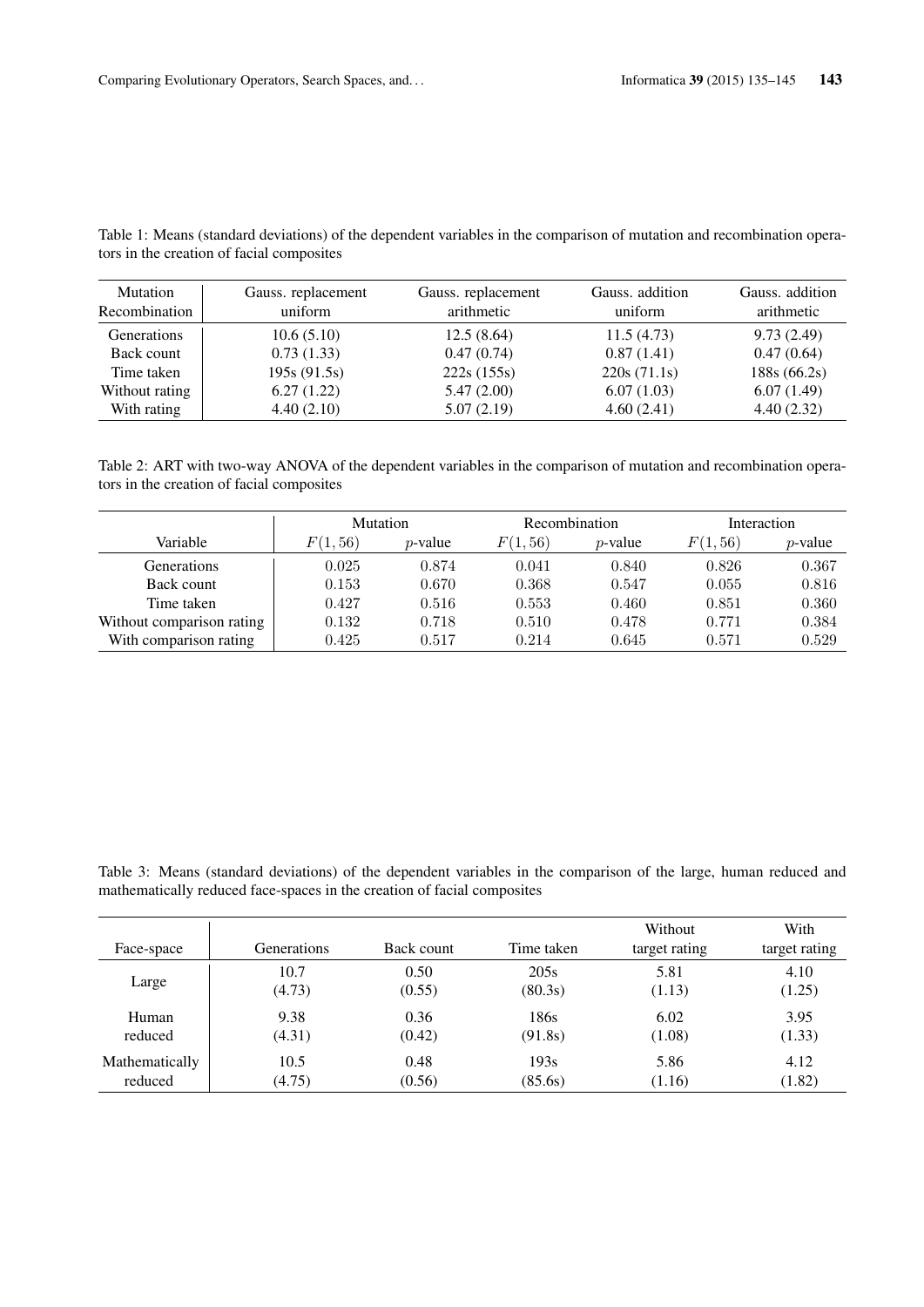Table 1: Means (standard deviations) of the dependent variables in the comparison of mutation and recombination operators in the creation of facial composites

| Mutation<br>Recombination | Gauss. replacement<br>uniform | Gauss. replacement<br>arithmetic | Gauss. addition<br>uniform | Gauss. addition<br>arithmetic |
|---|---|---|---|---|
| Generations | 10.6 (5.10) | 12.5 (8.64) | 11.5 (4.73) | 9.73 (2.49) |
| Back count | 0.73 (1.33) | 0.47 (0.74) | 0.87 (1.41) | 0.47 (0.64) |
| Time taken | 195s (91.5s) | 222s (155s) | 220s (71.1s) | 188s (66.2s) |
| Without rating | 6.27 (1.22) | 5.47 (2.00) | 6.07 (1.03) | 6.07 (1.49) |
| With rating | 4.40 (2.10) | 5.07 (2.19) | 4.60 (2.41) | 4.40 (2.32) |

Table 2: ART with two-way ANOVA of the dependent variables in the comparison of mutation and recombination operators in the creation of facial composites

| | Mutation | | Recombination | | Interaction | |
|---|---|---|---|---|---|---|
| Variable | $F(1, 56)$ | $p$-value | $F(1, 56)$ | $p$-value | $F(1, 56)$ | $p$-value |
| Generations | 0.025 | 0.874 | 0.041 | 0.840 | 0.826 | 0.367 |
| Back count | 0.153 | 0.670 | 0.368 | 0.547 | 0.055 | 0.816 |
| Time taken | 0.427 | 0.516 | 0.553 | 0.460 | 0.851 | 0.360 |
| Without comparison rating | 0.132 | 0.718 | 0.510 | 0.478 | 0.771 | 0.384 |
| With comparison rating | 0.425 | 0.517 | 0.214 | 0.645 | 0.571 | 0.529 |

Table 3: Means (standard deviations) of the dependent variables in the comparison of the large, human reduced and mathematically reduced face-spaces in the creation of facial composites

| Face-space | Generations | Back count | Time taken | Without target rating | With target rating |
|---|---|---|---|---|---|
| Large | 10.7<br>(4.73) | 0.50<br>(0.55) | 205s<br>(80.3s) | 5.81<br>(1.13) | 4.10<br>(1.25) |
| Human reduced | 9.38<br>(4.31) | 0.36<br>(0.42) | 186s<br>(91.8s) | 6.02<br>(1.08) | 3.95<br>(1.33) |
| Mathematically reduced | 10.5<br>(4.75) | 0.48<br>(0.56) | 193s<br>(85.6s) | 5.86<br>(1.16) | 4.12<br>(1.82) |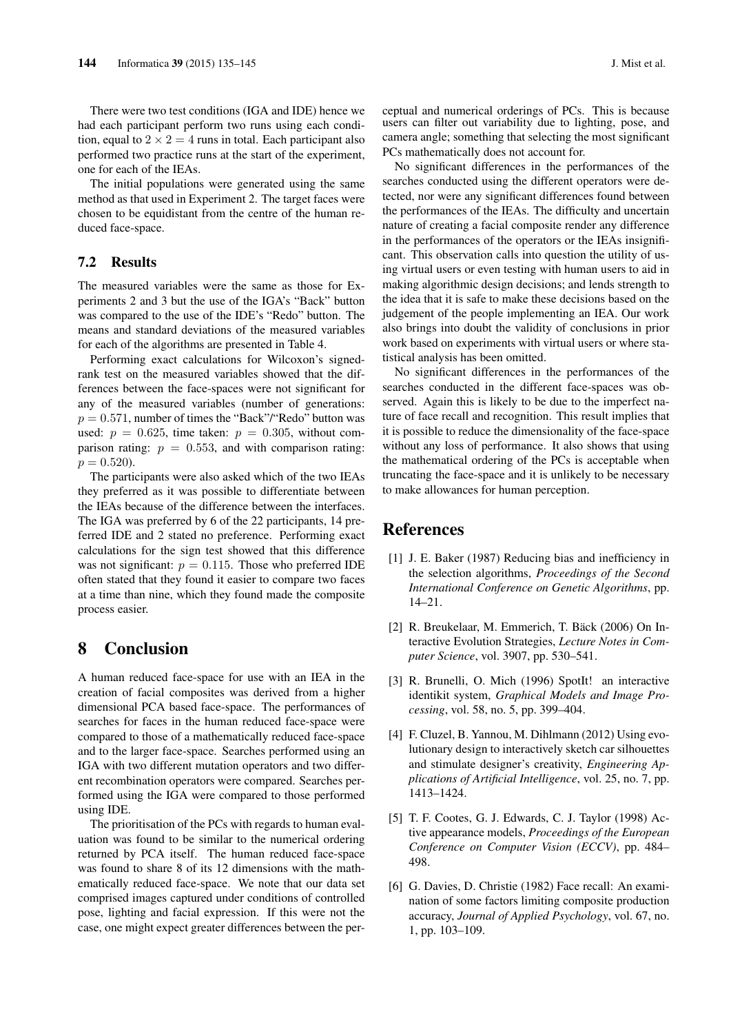There were two test conditions (IGA and IDE) hence we had each participant perform two runs using each condition, equal to $2 \times 2 = 4$ runs in total. Each participant also performed two practice runs at the start of the experiment, one for each of the IEAs.

The initial populations were generated using the same method as that used in Experiment 2. The target faces were chosen to be equidistant from the centre of the human reduced face-space.

### 7.2 Results

The measured variables were the same as those for Experiments 2 and 3 but the use of the IGA's "Back" button was compared to the use of the IDE's "Redo" button. The means and standard deviations of the measured variables for each of the algorithms are presented in Table 4.

Performing exact calculations for Wilcoxon's signed-rank test on the measured variables showed that the differences between the face-spaces were not significant for any of the measured variables (number of generations: $p = 0.571$, number of times the "Back"/"Redo" button was used: $p = 0.625$, time taken: $p = 0.305$, without comparison rating: $p = 0.553$, and with comparison rating: $p = 0.520$).

The participants were also asked which of the two IEAs they preferred as it was possible to differentiate between the IEAs because of the difference between the interfaces. The IGA was preferred by 6 of the 22 participants, 14 preferred IDE and 2 stated no preference. Performing exact calculations for the sign test showed that this difference was not significant: $p = 0.115$. Those who preferred IDE often stated that they found it easier to compare two faces at a time than nine, which they found made the composite process easier.

## 8 Conclusion

A human reduced face-space for use with an IEA in the creation of facial composites was derived from a higher dimensional PCA based face-space. The performances of searches for faces in the human reduced face-space were compared to those of a mathematically reduced face-space and to the larger face-space. Searches performed using an IGA with two different mutation operators and two different recombination operators were compared. Searches performed using the IGA were compared to those performed using IDE.

The prioritisation of the PCs with regards to human evaluation was found to be similar to the numerical ordering returned by PCA itself. The human reduced face-space was found to share 8 of its 12 dimensions with the mathematically reduced face-space. We note that our data set comprised images captured under conditions of controlled pose, lighting and facial expression. If this were not the case, one might expect greater differences between the perceptual and numerical orderings of PCs. This is because users can filter out variability due to lighting, pose, and camera angle; something that selecting the most significant PCs mathematically does not account for.

No significant differences in the performances of the searches conducted using the different operators were detected, nor were any significant differences found between the performances of the IEAs. The difficulty and uncertain nature of creating a facial composite render any difference in the performances of the operators or the IEAs insignificant. This observation calls into question the utility of using virtual users or even testing with human users to aid in making algorithmic design decisions; and lends strength to the idea that it is safe to make these decisions based on the judgement of the people implementing an IEA. Our work also brings into doubt the validity of conclusions in prior work based on experiments with virtual users or where statistical analysis has been omitted.

No significant differences in the performances of the searches conducted in the different face-spaces was observed. Again this is likely to be due to the imperfect nature of face recall and recognition. This result implies that it is possible to reduce the dimensionality of the face-space without any loss of performance. It also shows that using the mathematical ordering of the PCs is acceptable when truncating the face-space and it is unlikely to be necessary to make allowances for human perception.

## References

[1] J. E. Baker (1987) Reducing bias and inefficiency in the selection algorithms, *Proceedings of the Second International Conference on Genetic Algorithms*, pp. 14–21.

[2] R. Breukelaar, M. Emmerich, T. Bäck (2006) On Interactive Evolution Strategies, *Lecture Notes in Computer Science*, vol. 3907, pp. 530–541.

[3] R. Brunelli, O. Mich (1996) SpotIt! an interactive identikit system, *Graphical Models and Image Processing*, vol. 58, no. 5, pp. 399–404.

[4] F. Cluzel, B. Yannou, M. Dihlmann (2012) Using evolutionary design to interactively sketch car silhouettes and stimulate designer's creativity, *Engineering Applications of Artificial Intelligence*, vol. 25, no. 7, pp. 1413–1424.

[5] T. F. Cootes, G. J. Edwards, C. J. Taylor (1998) Active appearance models, *Proceedings of the European Conference on Computer Vision (ECCV)*, pp. 484–498.

[6] G. Davies, D. Christie (1982) Face recall: An examination of some factors limiting composite production accuracy, *Journal of Applied Psychology*, vol. 67, no. 1, pp. 103–109.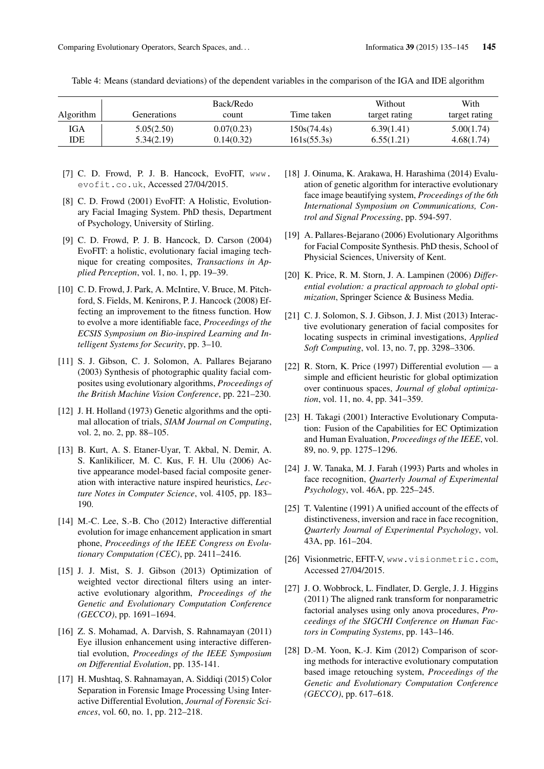Table 4: Means (standard deviations) of the dependent variables in the comparison of the IGA and IDE algorithm

| Algorithm | Generations | Back/Redo count | Time taken | Without target rating | With target rating |
|---|---|---|---|---|---|
| IGA | 5.05(2.50) | 0.07(0.23) | 150s(74.4s) | 6.39(1.41) | 5.00(1.74) |
| IDE | 5.34(2.19) | 0.14(0.32) | 161s(55.3s) | 6.55(1.21) | 4.68(1.74) |

[7] C. D. Frowd, P. J. B. Hancock, EvoFIT, www.evofit.co.uk, Accessed 27/04/2015.

[8] C. D. Frowd (2001) EvoFIT: A Holistic, Evolutionary Facial Imaging System. PhD thesis, Department of Psychology, University of Stirling.

[9] C. D. Frowd, P. J. B. Hancock, D. Carson (2004) EvoFIT: a holistic, evolutionary facial imaging technique for creating composites, *Transactions in Applied Perception*, vol. 1, no. 1, pp. 19–39.

[10] C. D. Frowd, J. Park, A. McIntire, V. Bruce, M. Pitchford, S. Fields, M. Kenirons, P. J. Hancock (2008) Effecting an improvement to the fitness function. How to evolve a more identifiable face, *Proceedings of the ECSIS Symposium on Bio-inspired Learning and Intelligent Systems for Security*, pp. 3–10.

[11] S. J. Gibson, C. J. Solomon, A. Pallares Bejarano (2003) Synthesis of photographic quality facial composites using evolutionary algorithms, *Proceedings of the British Machine Vision Conference*, pp. 221–230.

[12] J. H. Holland (1973) Genetic algorithms and the optimal allocation of trials, *SIAM Journal on Computing*, vol. 2, no. 2, pp. 88–105.

[13] B. Kurt, A. S. Etaner-Uyar, T. Akbal, N. Demir, A. S. Kanlikilicer, M. C. Kus, F. H. Ulu (2006) Active appearance model-based facial composite generation with interactive nature inspired heuristics, *Lecture Notes in Computer Science*, vol. 4105, pp. 183–190.

[14] M.-C. Lee, S.-B. Cho (2012) Interactive differential evolution for image enhancement application in smart phone, *Proceedings of the IEEE Congress on Evolutionary Computation (CEC)*, pp. 2411–2416.

[15] J. J. Mist, S. J. Gibson (2013) Optimization of weighted vector directional filters using an interactive evolutionary algorithm, *Proceedings of the Genetic and Evolutionary Computation Conference (GECCO)*, pp. 1691–1694.

[16] Z. S. Mohamad, A. Darvish, S. Rahnamayan (2011) Eye illusion enhancement using interactive differential evolution, *Proceedings of the IEEE Symposium on Differential Evolution*, pp. 135-141.

[17] H. Mushtaq, S. Rahnamayan, A. Siddiqi (2015) Color Separation in Forensic Image Processing Using Interactive Differential Evolution, *Journal of Forensic Sciences*, vol. 60, no. 1, pp. 212–218.

[18] J. Oinuma, K. Arakawa, H. Harashima (2014) Evaluation of genetic algorithm for interactive evolutionary face image beautifying system, *Proceedings of the 6th International Symposium on Communications, Control and Signal Processing*, pp. 594-597.

[19] A. Pallares-Bejarano (2006) Evolutionary Algorithms for Facial Composite Synthesis. PhD thesis, School of Physicial Sciences, University of Kent.

[20] K. Price, R. M. Storn, J. A. Lampinen (2006) *Differential evolution: a practical approach to global optimization*, Springer Science & Business Media.

[21] C. J. Solomon, S. J. Gibson, J. J. Mist (2013) Interactive evolutionary generation of facial composites for locating suspects in criminal investigations, *Applied Soft Computing*, vol. 13, no. 7, pp. 3298–3306.

[22] R. Storn, K. Price (1997) Differential evolution — a simple and efficient heuristic for global optimization over continuous spaces, *Journal of global optimization*, vol. 11, no. 4, pp. 341–359.

[23] H. Takagi (2001) Interactive Evolutionary Computation: Fusion of the Capabilities for EC Optimization and Human Evaluation, *Proceedings of the IEEE*, vol. 89, no. 9, pp. 1275–1296.

[24] J. W. Tanaka, M. J. Farah (1993) Parts and wholes in face recognition, *Quarterly Journal of Experimental Psychology*, vol. 46A, pp. 225–245.

[25] T. Valentine (1991) A unified account of the effects of distinctiveness, inversion and race in face recognition, *Quarterly Journal of Experimental Psychology*, vol. 43A, pp. 161–204.

[26] Visionmetric, EFIT-V, www.visionmetric.com, Accessed 27/04/2015.

[27] J. O. Wobbrock, L. Findlater, D. Gergle, J. J. Higgins (2011) The aligned rank transform for nonparametric factorial analyses using only anova procedures, *Proceedings of the SIGCHI Conference on Human Factors in Computing Systems*, pp. 143–146.

[28] D.-M. Yoon, K.-J. Kim (2012) Comparison of scoring methods for interactive evolutionary computation based image retouching system, *Proceedings of the Genetic and Evolutionary Computation Conference (GECCO)*, pp. 617–618.